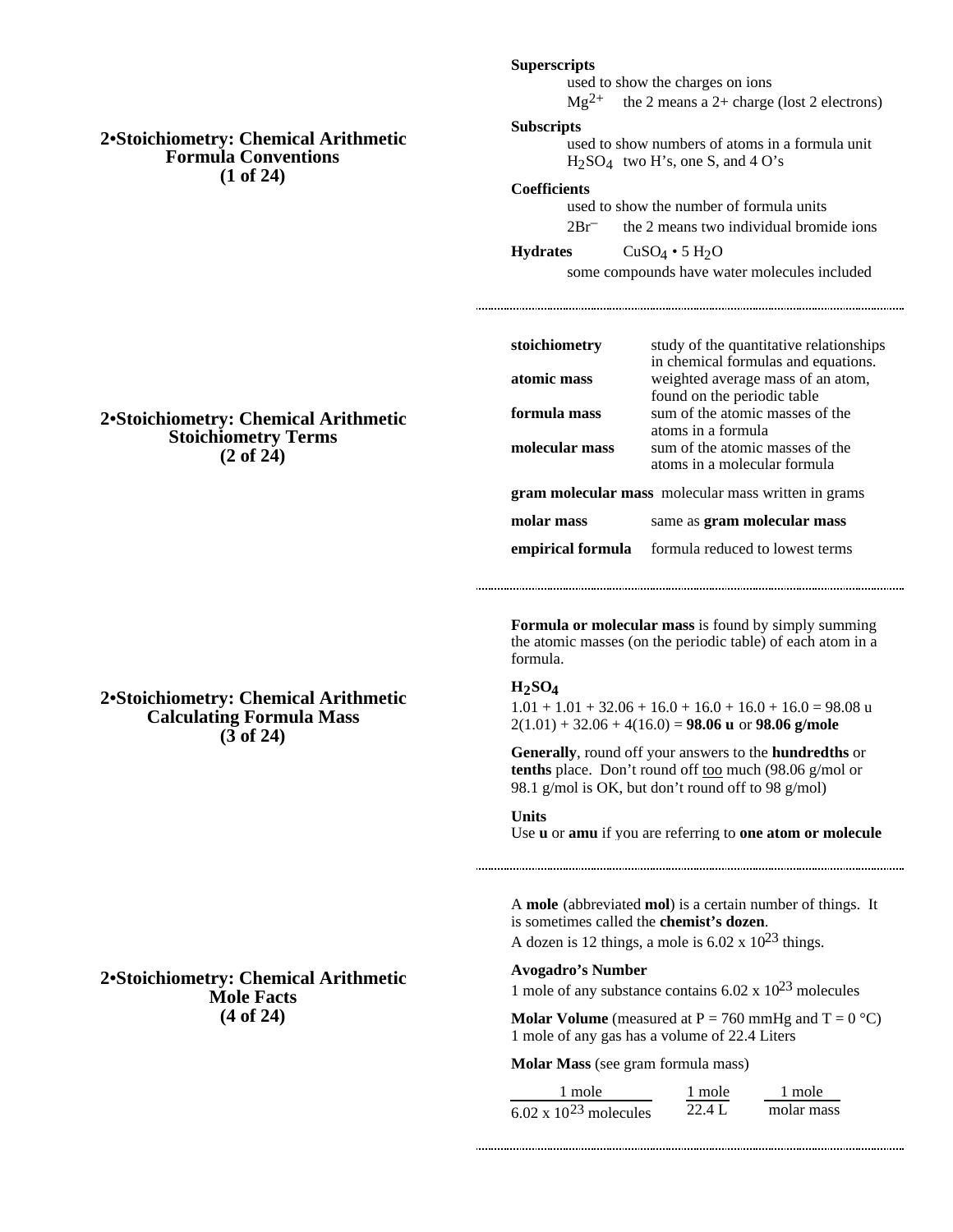## 2•Stoichiometry: Chemical Arithmetic
### Formula Conventions
### (1 of 24)

**Superscripts**

used to show the charges on ions

$Mg^{2+}$ the 2 means a 2+ charge (lost 2 electrons)

**Subscripts**

used to show numbers of atoms in a formula unit

$H_2SO_4$ two H's, one S, and 4 O's

**Coefficients**

used to show the number of formula units

$2Br^-$ the 2 means two individual bromide ions

**Hydrates** $CuSO_4 \bullet 5\ H_2O$

some compounds have water molecules included

---

## 2•Stoichiometry: Chemical Arithmetic
### Stoichiometry Terms
### (2 of 24)

| | |
|---|---|
| **stoichiometry** | study of the quantitative relationships in chemical formulas and equations. |
| **atomic mass** | weighted average mass of an atom, found on the periodic table |
| **formula mass** | sum of the atomic masses of the atoms in a formula |
| **molecular mass** | sum of the atomic masses of the atoms in a molecular formula |
| **gram molecular mass** | molecular mass written in grams |
| **molar mass** | same as **gram molecular mass** |
| **empirical formula** | formula reduced to lowest terms |

---

## 2•Stoichiometry: Chemical Arithmetic
### Calculating Formula Mass
### (3 of 24)

**Formula or molecular mass** is found by simply summing the atomic masses (on the periodic table) of each atom in a formula.

**$H_2SO_4$**

$1.01 + 1.01 + 32.06 + 16.0 + 16.0 + 16.0 + 16.0 = 98.08$ u

$2(1.01) + 32.06 + 4(16.0) =$ **98.06 u** or **98.06 g/mole**

**Generally**, round off your answers to the **hundredths** or **tenths** place. Don't round off too much (98.06 g/mol or 98.1 g/mol is OK, but don't round off to 98 g/mol)

**Units**

Use **u** or **amu** if you are referring to **one atom or molecule**

---

## 2•Stoichiometry: Chemical Arithmetic
### Mole Facts
### (4 of 24)

A **mole** (abbreviated **mol**) is a certain number of things. It is sometimes called the **chemist's dozen**.

A dozen is 12 things, a mole is $6.02 \times 10^{23}$ things.

**Avogadro's Number**

1 mole of any substance contains $6.02 \times 10^{23}$ molecules

**Molar Volume** (measured at P = 760 mmHg and T = 0 °C)

1 mole of any gas has a volume of 22.4 Liters

**Molar Mass** (see gram formula mass)

$$\frac{1 \text{ mole}}{6.02 \times 10^{23} \text{ molecules}} \qquad \frac{1 \text{ mole}}{22.4 \text{ L}} \qquad \frac{1 \text{ mole}}{\text{molar mass}}$$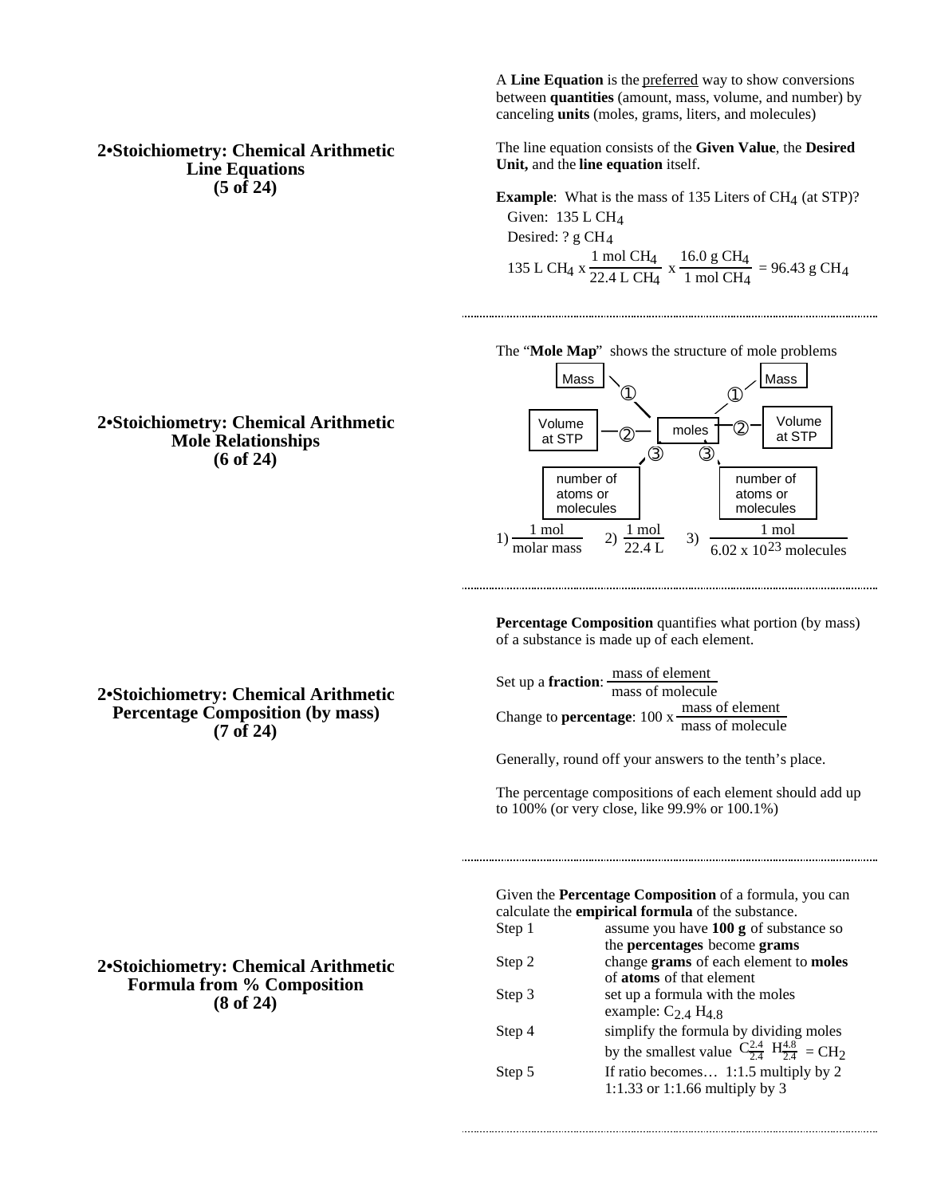## 2•Stoichiometry: Chemical Arithmetic Line Equations (5 of 24)

A **Line Equation** is the preferred way to show conversions between **quantities** (amount, mass, volume, and number) by canceling **units** (moles, grams, liters, and molecules)

The line equation consists of the **Given Value**, the **Desired Unit,** and the **line equation** itself.

**Example**: What is the mass of 135 Liters of $CH_4$ (at STP)?

Given: 135 L $CH_4$

Desired: ? g $CH_4$

$$135 \text{ L } CH_4 \times \frac{1 \text{ mol } CH_4}{22.4 \text{ L } CH_4} \times \frac{16.0 \text{ g } CH_4}{1 \text{ mol } CH_4} = 96.43 \text{ g } CH_4$$

---

## 2•Stoichiometry: Chemical Arithmetic Mole Relationships (6 of 24)

The "**Mole Map**" shows the structure of mole problems

Mass —①— moles —①— Mass

Volume at STP —②— moles —②— Volume at STP

number of atoms or molecules —③— moles —③— number of atoms or molecules

1) $\frac{1 \text{ mol}}{\text{molar mass}}$ 2) $\frac{1 \text{ mol}}{22.4 \text{ L}}$ 3) $\frac{1 \text{ mol}}{6.02 \times 10^{23} \text{ molecules}}$

---

## 2•Stoichiometry: Chemical Arithmetic Percentage Composition (by mass) (7 of 24)

**Percentage Composition** quantifies what portion (by mass) of a substance is made up of each element.

Set up a **fraction**: $\frac{\text{mass of element}}{\text{mass of molecule}}$

Change to **percentage**: $100 \times \frac{\text{mass of element}}{\text{mass of molecule}}$

Generally, round off your answers to the tenth's place.

The percentage compositions of each element should add up to 100% (or very close, like 99.9% or 100.1%)

---

## 2•Stoichiometry: Chemical Arithmetic Formula from % Composition (8 of 24)

Given the **Percentage Composition** of a formula, you can calculate the **empirical formula** of the substance.

| | |
|---|---|
| Step 1 | assume you have **100 g** of substance so the **percentages** become **grams** |
| Step 2 | change **grams** of each element to **moles** of **atoms** of that element |
| Step 3 | set up a formula with the moles example: $C_{2.4} H_{4.8}$ |
| Step 4 | simplify the formula by dividing moles by the smallest value $C_{\frac{2.4}{2.4}} H_{\frac{4.8}{2.4}} = CH_2$ |
| Step 5 | If ratio becomes… 1:1.5 multiply by 2 1:1.33 or 1:1.66 multiply by 3 |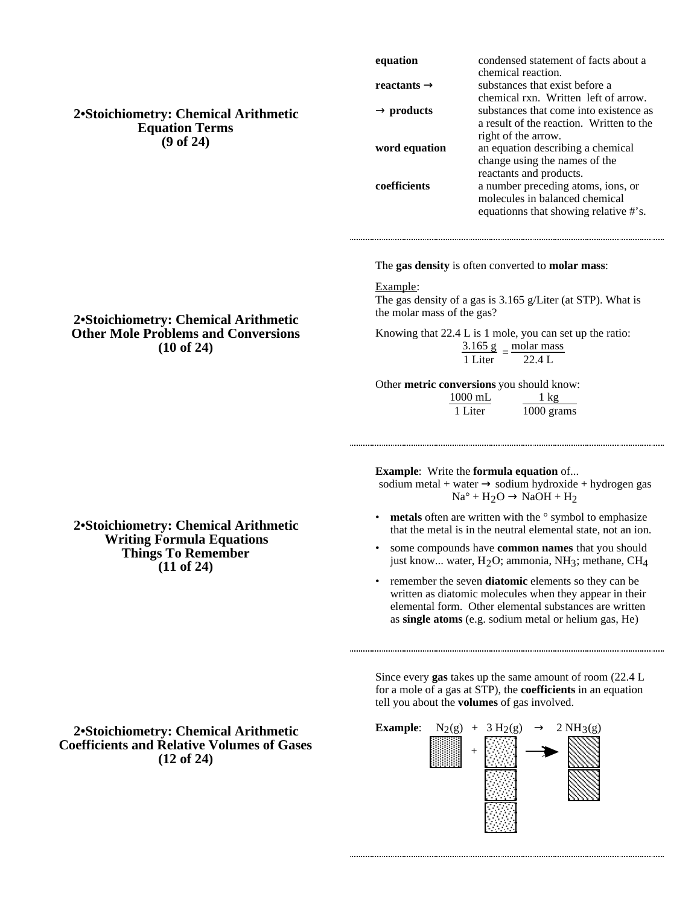## 2•Stoichiometry: Chemical Arithmetic Equation Terms (9 of 24)

| | |
|---|---|
| **equation** | condensed statement of facts about a chemical reaction. |
| **reactants →** | substances that exist before a chemical rxn. Written left of arrow. |
| **→ products** | substances that come into existence as a result of the reaction. Written to the right of the arrow. |
| **word equation** | an equation describing a chemical change using the names of the reactants and products. |
| **coefficients** | a number preceding atoms, ions, or molecules in balanced chemical equationns that showing relative #'s. |

---

## 2•Stoichiometry: Chemical Arithmetic Other Mole Problems and Conversions (10 of 24)

The **gas density** is often converted to **molar mass**:

Example:
The gas density of a gas is 3.165 g/Liter (at STP). What is the molar mass of the gas?

Knowing that 22.4 L is 1 mole, you can set up the ratio:

$$\frac{3.165\text{ g}}{1\text{ Liter}} = \frac{\text{molar mass}}{22.4\text{ L}}$$

Other **metric conversions** you should know:

$$\frac{1000\text{ mL}}{1\text{ Liter}} \qquad \frac{1\text{ kg}}{1000\text{ grams}}$$

---

## 2•Stoichiometry: Chemical Arithmetic Writing Formula Equations Things To Remember (11 of 24)

**Example**: Write the **formula equation** of...
sodium metal + water → sodium hydroxide + hydrogen gas

$$Na° + H_2O \rightarrow NaOH + H_2$$

- **metals** often are written with the ° symbol to emphasize that the metal is in the neutral elemental state, not an ion.
- some compounds have **common names** that you should just know... water, $H_2O$; ammonia, $NH_3$; methane, $CH_4$
- remember the seven **diatomic** elements so they can be written as diatomic molecules when they appear in their elemental form. Other elemental substances are written as **single atoms** (e.g. sodium metal or helium gas, He)

---

## 2•Stoichiometry: Chemical Arithmetic Coefficients and Relative Volumes of Gases (12 of 24)

Since every **gas** takes up the same amount of room (22.4 L for a mole of a gas at STP), the **coefficients** in an equation tell you about the **volumes** of gas involved.

**Example**: $N_2(g) + 3\ H_2(g) \rightarrow 2\ NH_3(g)$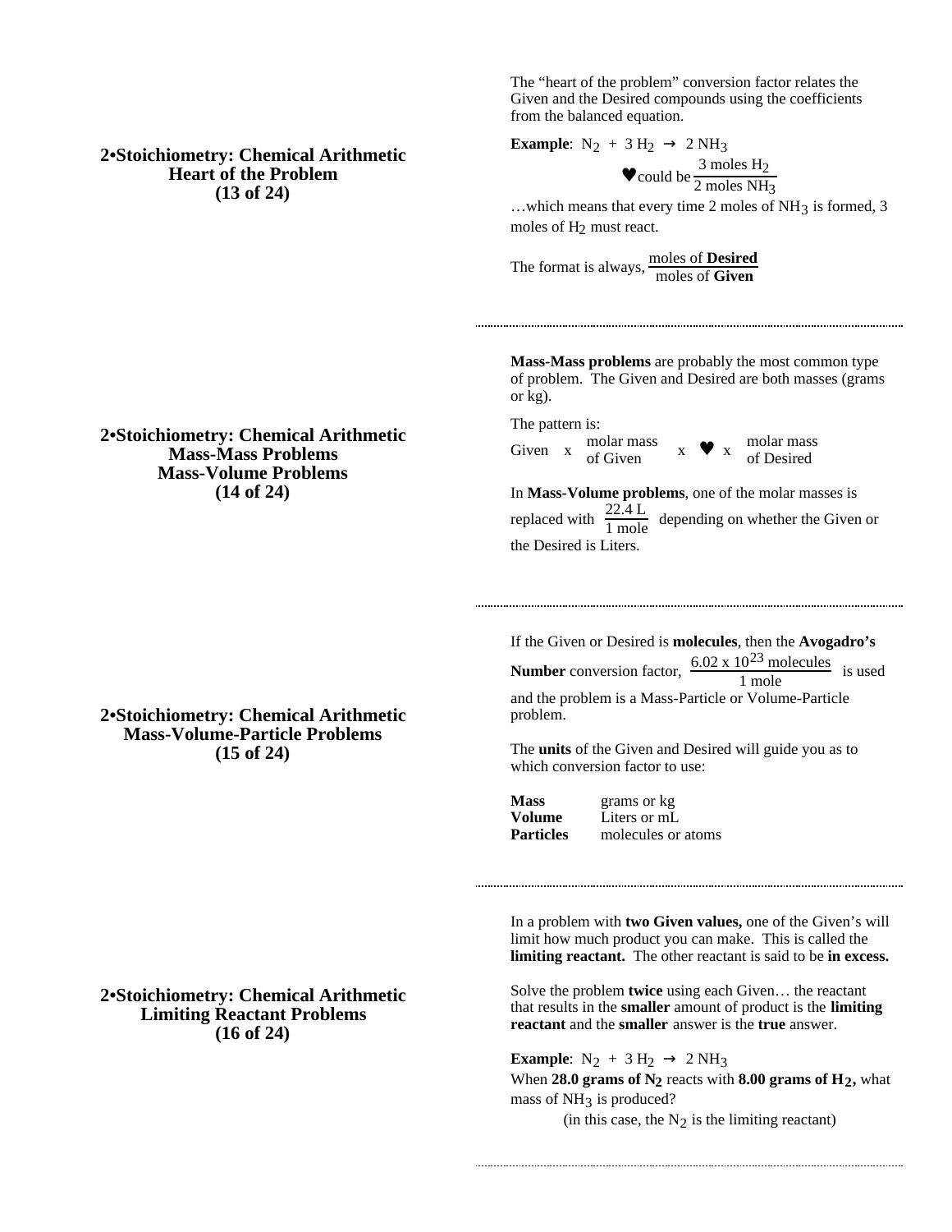## 2•Stoichiometry: Chemical Arithmetic Heart of the Problem (13 of 24)

The "heart of the problem" conversion factor relates the Given and the Desired compounds using the coefficients from the balanced equation.

**Example**: $N_2 + 3\,H_2 \rightarrow 2\,NH_3$

$$\heartsuit \text{ could be } \frac{3 \text{ moles } H_2}{2 \text{ moles } NH_3}$$

…which means that every time 2 moles of $NH_3$ is formed, 3 moles of $H_2$ must react.

The format is always, $\dfrac{\text{moles of } \textbf{Desired}}{\text{moles of } \textbf{Given}}$

---

## 2•Stoichiometry: Chemical Arithmetic Mass-Mass Problems Mass-Volume Problems (14 of 24)

**Mass-Mass problems** are probably the most common type of problem. The Given and Desired are both masses (grams or kg).

The pattern is:

Given x molar mass of Given x ♥ x molar mass of Desired

In **Mass-Volume problems**, one of the molar masses is replaced with $\dfrac{22.4 \text{ L}}{1 \text{ mole}}$ depending on whether the Given or the Desired is Liters.

---

## 2•Stoichiometry: Chemical Arithmetic Mass-Volume-Particle Problems (15 of 24)

If the Given or Desired is **molecules**, then the **Avogadro's Number** conversion factor, $\dfrac{6.02 \times 10^{23} \text{ molecules}}{1 \text{ mole}}$ is used and the problem is a Mass-Particle or Volume-Particle problem.

The **units** of the Given and Desired will guide you as to which conversion factor to use:

| | |
|---|---|
| **Mass** | grams or kg |
| **Volume** | Liters or mL |
| **Particles** | molecules or atoms |

---

## 2•Stoichiometry: Chemical Arithmetic Limiting Reactant Problems (16 of 24)

In a problem with **two Given values,** one of the Given's will limit how much product you can make. This is called the **limiting reactant.** The other reactant is said to be **in excess.**

Solve the problem **twice** using each Given… the reactant that results in the **smaller** amount of product is the **limiting reactant** and the **smaller** answer is the **true** answer.

**Example**: $N_2 + 3\,H_2 \rightarrow 2\,NH_3$

When **28.0 grams of $N_2$** reacts with **8.00 grams of $H_2$,** what mass of $NH_3$ is produced?

(in this case, the $N_2$ is the limiting reactant)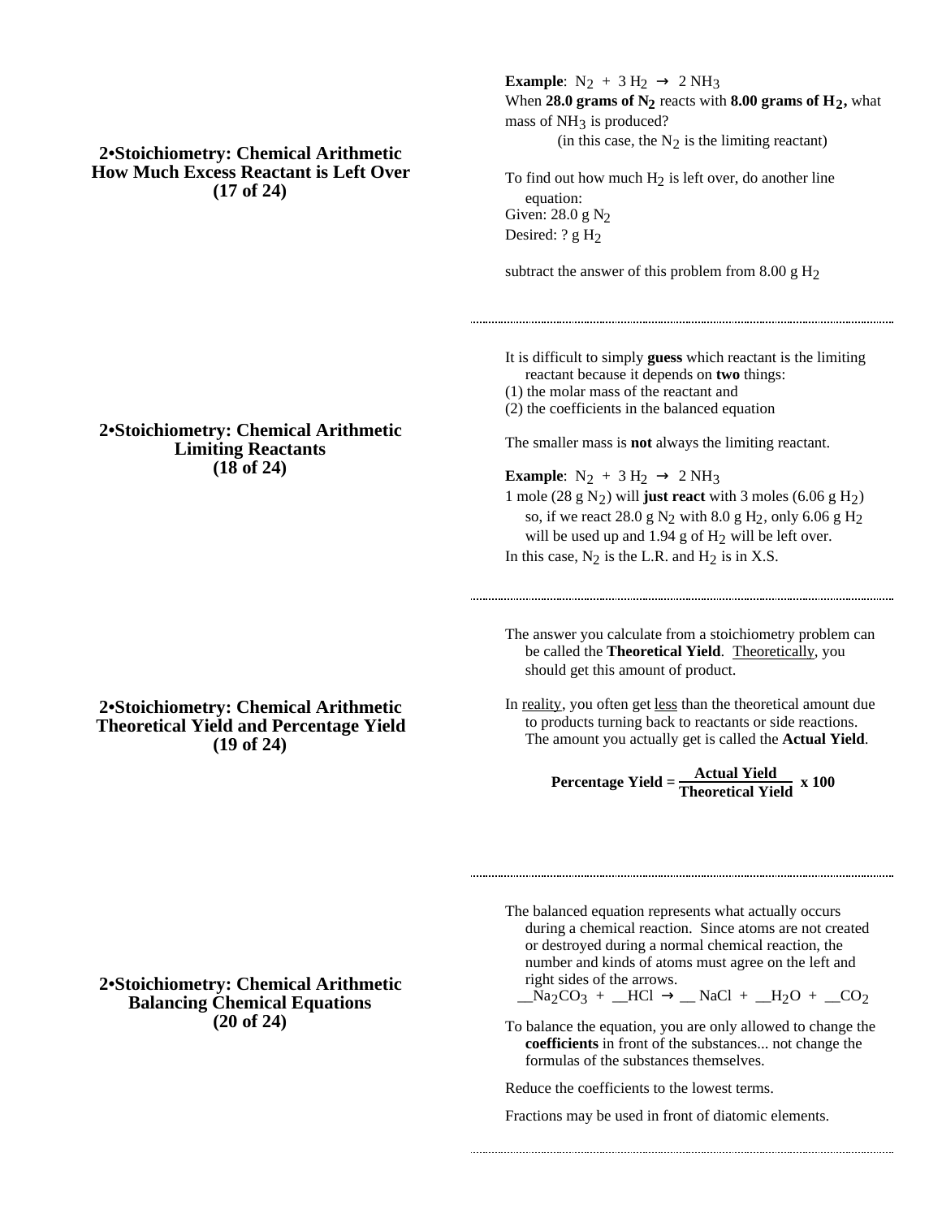## 2•Stoichiometry: Chemical Arithmetic
## How Much Excess Reactant is Left Over
## (17 of 24)

**Example**: $N_2 + 3\ H_2 \rightarrow 2\ NH_3$

When **28.0 grams of $N_2$** reacts with **8.00 grams of $H_2$,** what mass of $NH_3$ is produced?

(in this case, the $N_2$ is the limiting reactant)

To find out how much $H_2$ is left over, do another line equation:

Given: 28.0 g $N_2$

Desired: ? g $H_2$

subtract the answer of this problem from 8.00 g $H_2$

---

## 2•Stoichiometry: Chemical Arithmetic
## Limiting Reactants
## (18 of 24)

It is difficult to simply **guess** which reactant is the limiting reactant because it depends on **two** things:

(1) the molar mass of the reactant and

(2) the coefficients in the balanced equation

The smaller mass is **not** always the limiting reactant.

**Example**: $N_2 + 3\ H_2 \rightarrow 2\ NH_3$

1 mole (28 g $N_2$) will **just react** with 3 moles (6.06 g $H_2$) so, if we react 28.0 g $N_2$ with 8.0 g $H_2$, only 6.06 g $H_2$ will be used up and 1.94 g of $H_2$ will be left over.

In this case, $N_2$ is the L.R. and $H_2$ is in X.S.

---

## 2•Stoichiometry: Chemical Arithmetic
## Theoretical Yield and Percentage Yield
## (19 of 24)

The answer you calculate from a stoichiometry problem can be called the **Theoretical Yield**. Theoretically, you should get this amount of product.

In reality, you often get less than the theoretical amount due to products turning back to reactants or side reactions. The amount you actually get is called the **Actual Yield**.

$$\textbf{Percentage Yield} = \frac{\textbf{Actual Yield}}{\textbf{Theoretical Yield}} \textbf{ x 100}$$

---

## 2•Stoichiometry: Chemical Arithmetic
## Balancing Chemical Equations
## (20 of 24)

The balanced equation represents what actually occurs during a chemical reaction. Since atoms are not created or destroyed during a normal chemical reaction, the number and kinds of atoms must agree on the left and right sides of the arrows.

$\_\_Na_2CO_3 + \_\_HCl \rightarrow \_\_\ NaCl + \_\_H_2O + \_\_CO_2$

To balance the equation, you are only allowed to change the **coefficients** in front of the substances... not change the formulas of the substances themselves.

Reduce the coefficients to the lowest terms.

Fractions may be used in front of diatomic elements.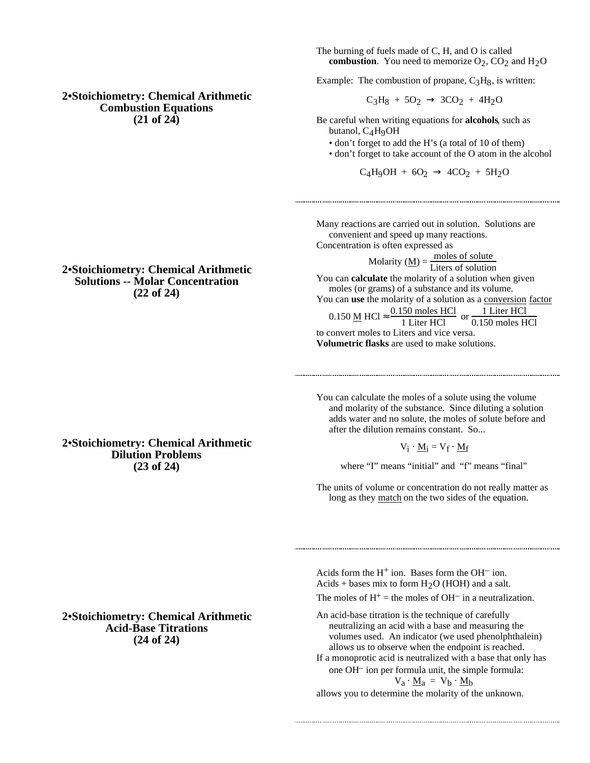## 2•Stoichiometry: Chemical Arithmetic
## Combustion Equations
## (21 of 24)

The burning of fuels made of C, H, and O is called **combustion**. You need to memorize $O_2$, $CO_2$ and $H_2O$

Example: The combustion of propane, $C_3H_8$, is written:

$$C_3H_8 + 5O_2 \rightarrow 3CO_2 + 4H_2O$$

Be careful when writing equations for **alcohols**, such as butanol, $C_4H_9OH$

- don't forget to add the H's (a total of 10 of them)
- don't forget to take account of the O atom in the alcohol

$$C_4H_9OH + 6O_2 \rightarrow 4CO_2 + 5H_2O$$

---

## 2•Stoichiometry: Chemical Arithmetic
## Solutions -- Molar Concentration
## (22 of 24)

Many reactions are carried out in solution. Solutions are convenient and speed up many reactions.

Concentration is often expressed as

$$\text{Molarity } (\underline{M}) = \frac{\text{moles of solute}}{\text{Liters of solution}}$$

You can **calculate** the molarity of a solution when given moles (or grams) of a substance and its volume.

You can **use** the molarity of a solution as a conversion factor

$$0.150 \ \underline{M} \text{ HCl} \approx \frac{0.150 \text{ moles HCl}}{1 \text{ Liter HCl}} \text{ or } \frac{1 \text{ Liter HCl}}{0.150 \text{ moles HCl}}$$

to convert moles to Liters and vice versa.

**Volumetric flasks** are used to make solutions.

---

## 2•Stoichiometry: Chemical Arithmetic
## Dilution Problems
## (23 of 24)

You can calculate the moles of a solute using the volume and molarity of the substance. Since diluting a solution adds water and no solute, the moles of solute before and after the dilution remains constant. So...

$$V_i \cdot \underline{M}_i = V_f \cdot \underline{M}_f$$

where "I" means "initial" and "f" means "final"

The units of volume or concentration do not really matter as long as they match on the two sides of the equation.

---

## 2•Stoichiometry: Chemical Arithmetic
## Acid-Base Titrations
## (24 of 24)

Acids form the $H^+$ ion. Bases form the $OH^-$ ion.

Acids + bases mix to form $H_2O$ (HOH) and a salt.

The moles of $H^+$ = the moles of $OH^-$ in a neutralization.

An acid-base titration is the technique of carefully neutralizing an acid with a base and measuring the volumes used. An indicator (we used phenolphthalein) allows us to observe when the endpoint is reached.

If a monoprotic acid is neutralized with a base that only has one $OH^-$ ion per formula unit, the simple formula:

$$V_a \cdot \underline{M}_a = V_b \cdot \underline{M}_b$$

allows you to determine the molarity of the unknown.